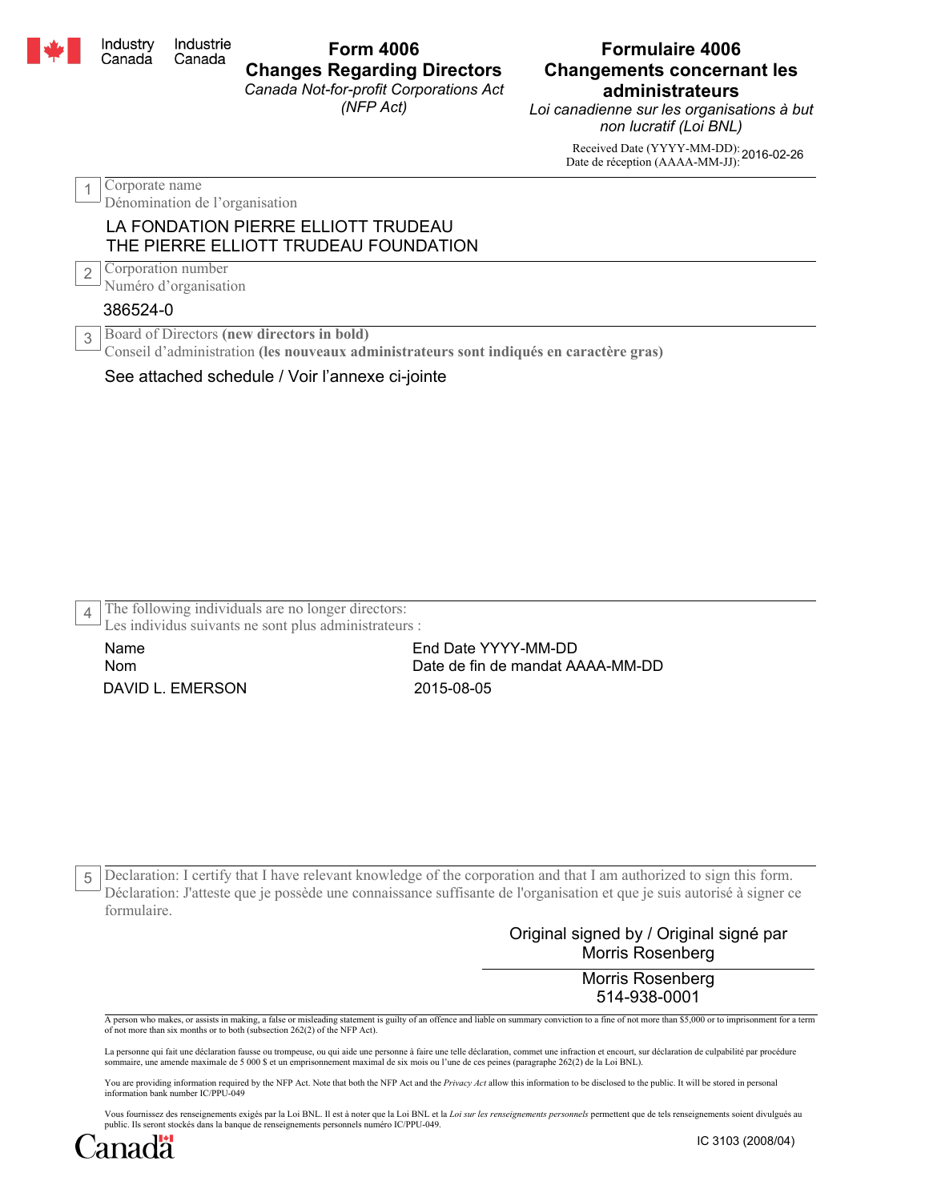Industry Canada Industrie Canada

# Form 4006
## Changes Regarding Directors
*Canada Not-for-profit Corporations Act (NFP Act)*

# Formulaire 4006
## Changements concernant les administrateurs
*Loi canadienne sur les organisations à but non lucratif (Loi BNL)*

Received Date (YYYY-MM-DD): 2016-02-26
Date de réception (AAAA-MM-JJ):

**1** Corporate name
Dénomination de l'organisation

LA FONDATION PIERRE ELLIOTT TRUDEAU
THE PIERRE ELLIOTT TRUDEAU FOUNDATION

**2** Corporation number
Numéro d'organisation

386524-0

**3** Board of Directors **(new directors in bold)**
Conseil d'administration **(les nouveaux administrateurs sont indiqués en caractère gras)**

See attached schedule / Voir l'annexe ci-jointe

**4** The following individuals are no longer directors:
Les individus suivants ne sont plus administrateurs :

| Name<br>Nom | End Date YYYY-MM-DD<br>Date de fin de mandat AAAA-MM-DD |
|---|---|
| DAVID L. EMERSON | 2015-08-05 |

**5** Declaration: I certify that I have relevant knowledge of the corporation and that I am authorized to sign this form.
Déclaration: J'atteste que je possède une connaissance suffisante de l'organisation et que je suis autorisé à signer ce formulaire.

Original signed by / Original signé par
Morris Rosenberg

Morris Rosenberg
514-938-0001

A person who makes, or assists in making, a false or misleading statement is guilty of an offence and liable on summary conviction to a fine of not more than $5,000 or to imprisonment for a term of not more than six months or to both (subsection 262(2) of the NFP Act).

La personne qui fait une déclaration fausse ou trompeuse, ou qui aide une personne à faire une telle déclaration, commet une infraction et encourt, sur déclaration de culpabilité par procédure sommaire, une amende maximale de 5 000 $ et un emprisonnement maximal de six mois ou l'une de ces peines (paragraphe 262(2) de la Loi BNL).

You are providing information required by the NFP Act. Note that both the NFP Act and the *Privacy Act* allow this information to be disclosed to the public. It will be stored in personal information bank number IC/PPU-049

Vous fournissez des renseignements exigés par la Loi BNL. Il est à noter que la Loi BNL et la *Loi sur les renseignements personnels* permettent que de tels renseignements soient divulgués au public. Ils seront stockés dans la banque de renseignements personnels numéro IC/PPU-049.

Canada

IC 3103 (2008/04)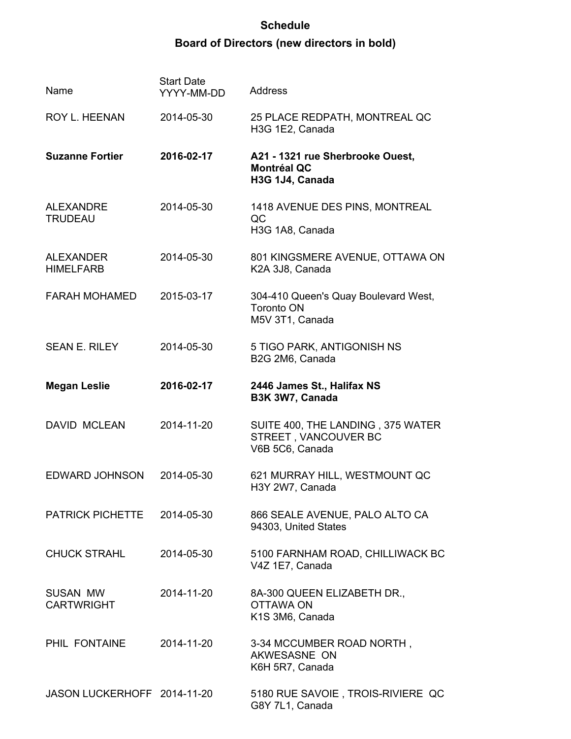**Schedule**

**Board of Directors (new directors in bold)**

| Name | Start Date YYYY-MM-DD | Address |
|---|---|---|
| ROY L. HEENAN | 2014-05-30 | 25 PLACE REDPATH, MONTREAL QC H3G 1E2, Canada |
| **Suzanne Fortier** | **2016-02-17** | **A21 - 1321 rue Sherbrooke Ouest, Montréal QC H3G 1J4, Canada** |
| ALEXANDRE TRUDEAU | 2014-05-30 | 1418 AVENUE DES PINS, MONTREAL QC H3G 1A8, Canada |
| ALEXANDER HIMELFARB | 2014-05-30 | 801 KINGSMERE AVENUE, OTTAWA ON K2A 3J8, Canada |
| FARAH MOHAMED | 2015-03-17 | 304-410 Queen's Quay Boulevard West, Toronto ON M5V 3T1, Canada |
| SEAN E. RILEY | 2014-05-30 | 5 TIGO PARK, ANTIGONISH NS B2G 2M6, Canada |
| **Megan Leslie** | **2016-02-17** | **2446 James St., Halifax NS B3K 3W7, Canada** |
| DAVID MCLEAN | 2014-11-20 | SUITE 400, THE LANDING , 375 WATER STREET , VANCOUVER BC V6B 5C6, Canada |
| EDWARD JOHNSON | 2014-05-30 | 621 MURRAY HILL, WESTMOUNT QC H3Y 2W7, Canada |
| PATRICK PICHETTE | 2014-05-30 | 866 SEALE AVENUE, PALO ALTO CA 94303, United States |
| CHUCK STRAHL | 2014-05-30 | 5100 FARNHAM ROAD, CHILLIWACK BC V4Z 1E7, Canada |
| SUSAN MW CARTWRIGHT | 2014-11-20 | 8A-300 QUEEN ELIZABETH DR., OTTAWA ON K1S 3M6, Canada |
| PHIL FONTAINE | 2014-11-20 | 3-34 MCCUMBER ROAD NORTH , AKWESASNE ON K6H 5R7, Canada |
| JASON LUCKERHOFF | 2014-11-20 | 5180 RUE SAVOIE , TROIS-RIVIERE QC G8Y 7L1, Canada |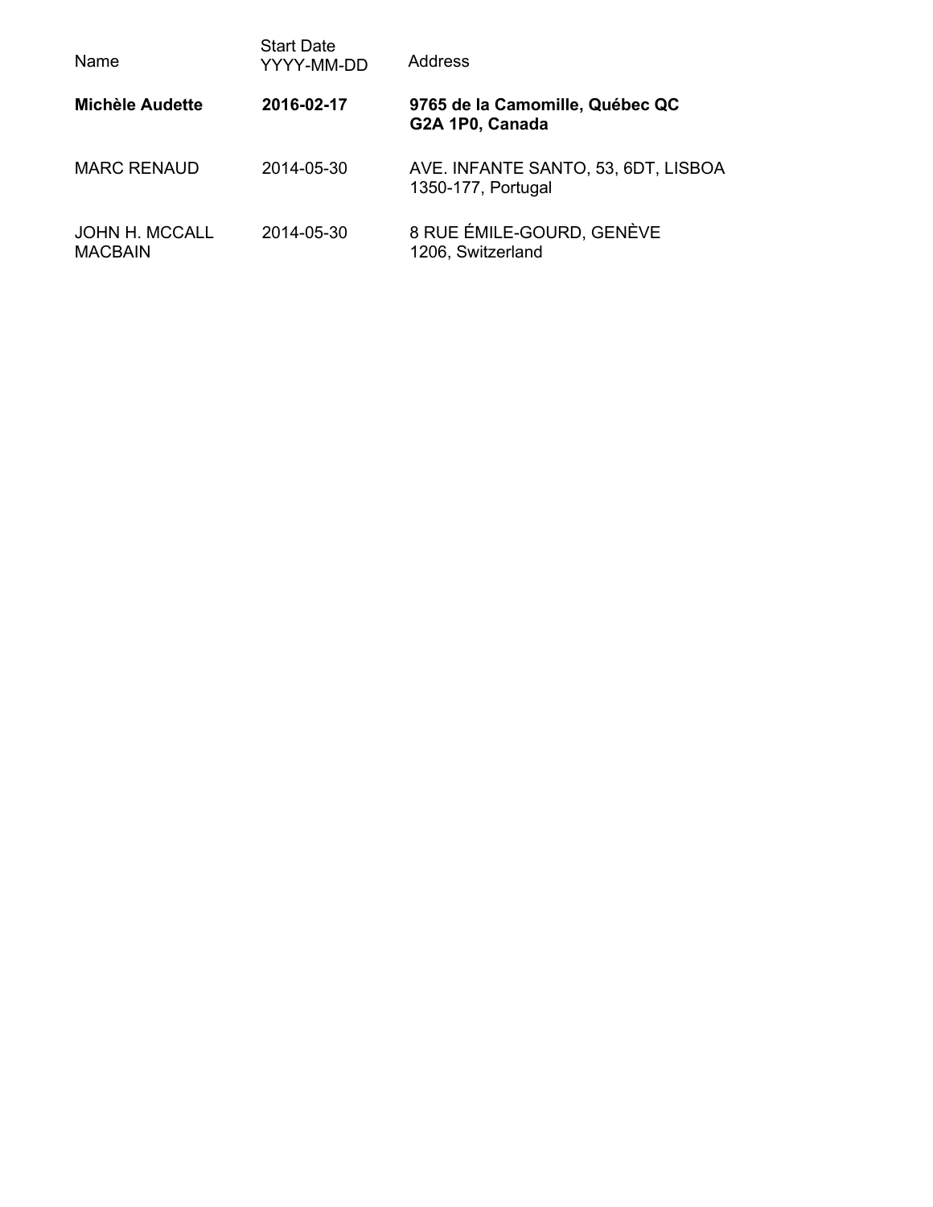| Name | Start Date YYYY-MM-DD | Address |
| --- | --- | --- |
| **Michèle Audette** | **2016-02-17** | **9765 de la Camomille, Québec QC G2A 1P0, Canada** |
| MARC RENAUD | 2014-05-30 | AVE. INFANTE SANTO, 53, 6DT, LISBOA 1350-177, Portugal |
| JOHN H. MCCALL MACBAIN | 2014-05-30 | 8 RUE ÉMILE-GOURD, GENÈVE 1206, Switzerland |